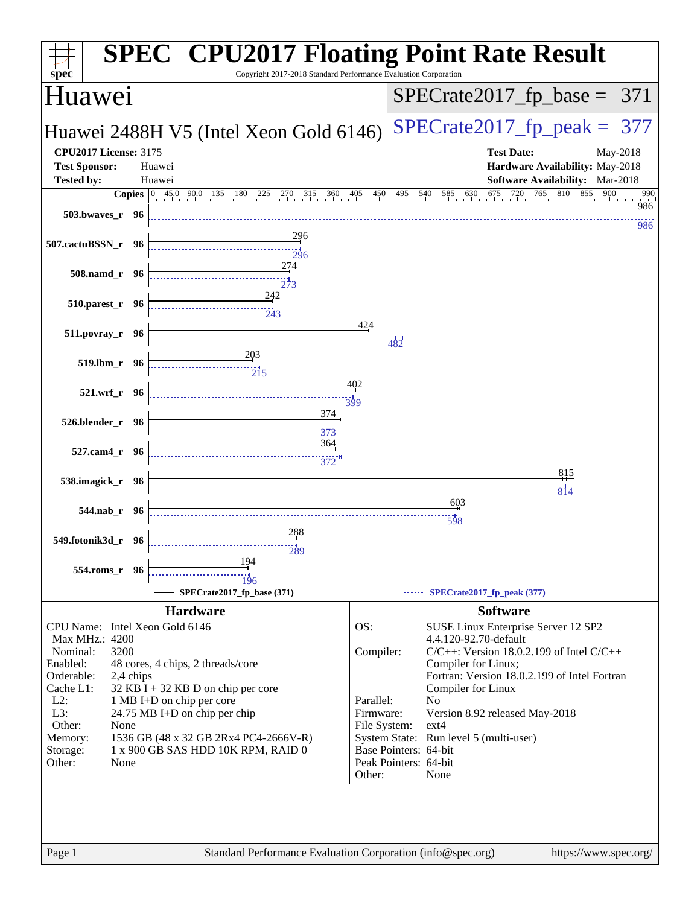# SPEC CPU2017 Floating Point Rate Result

Copyright 2017-2018 Standard Performance Evaluation Corporation

## Huawei

**Huawei 2488H V5 (Intel Xeon Gold 6146)**

SPECrate2017_fp_base = 371

SPECrate2017_fp_peak = 377

| | | | |
|---|---|---|---|
| **CPU2017 License:** | 3175 | **Test Date:** | May-2018 |
| **Test Sponsor:** | Huawei | **Hardware Availability:** | May-2018 |
| **Tested by:** | Huawei | **Software Availability:** | Mar-2018 |

| Benchmark | Copies | Base | Peak |
|---|---|---|---|
| 503.bwaves_r | 96 | 986 | 986 |
| 507.cactuBSSN_r | 96 | 296 | 296 |
| 508.namd_r | 96 | 274 | 273 |
| 510.parest_r | 96 | 242 | 243 |
| 511.povray_r | 96 | 424 | 482 |
| 519.lbm_r | 96 | 203 | 215 |
| 521.wrf_r | 96 | 402 | 399 |
| 526.blender_r | 96 | 374 | 373 |
| 527.cam4_r | 96 | 364 | 372 |
| 538.imagick_r | 96 | 815 | 814 |
| 544.nab_r | 96 | 603 | 598 |
| 549.fotonik3d_r | 96 | 288 | 289 |
| 554.roms_r | 96 | 194 | 196 |

SPECrate2017_fp_base (371) — SPECrate2017_fp_peak (377)

### Hardware

| | |
|---|---|
| CPU Name: | Intel Xeon Gold 6146 |
| Max MHz.: | 4200 |
| Nominal: | 3200 |
| Enabled: | 48 cores, 4 chips, 2 threads/core |
| Orderable: | 2,4 chips |
| Cache L1: | 32 KB I + 32 KB D on chip per core |
| L2: | 1 MB I+D on chip per core |
| L3: | 24.75 MB I+D on chip per chip |
| Other: | None |
| Memory: | 1536 GB (48 x 32 GB 2Rx4 PC4-2666V-R) |
| Storage: | 1 x 900 GB SAS HDD 10K RPM, RAID 0 |
| Other: | None |

### Software

| | |
|---|---|
| OS: | SUSE Linux Enterprise Server 12 SP2 4.4.120-92.70-default |
| Compiler: | C/C++: Version 18.0.2.199 of Intel C/C++ Compiler for Linux; Fortran: Version 18.0.2.199 of Intel Fortran Compiler for Linux |
| Parallel: | No |
| Firmware: | Version 8.92 released May-2018 |
| File System: | ext4 |
| System State: | Run level 5 (multi-user) |
| Base Pointers: | 64-bit |
| Peak Pointers: | 64-bit |
| Other: | None |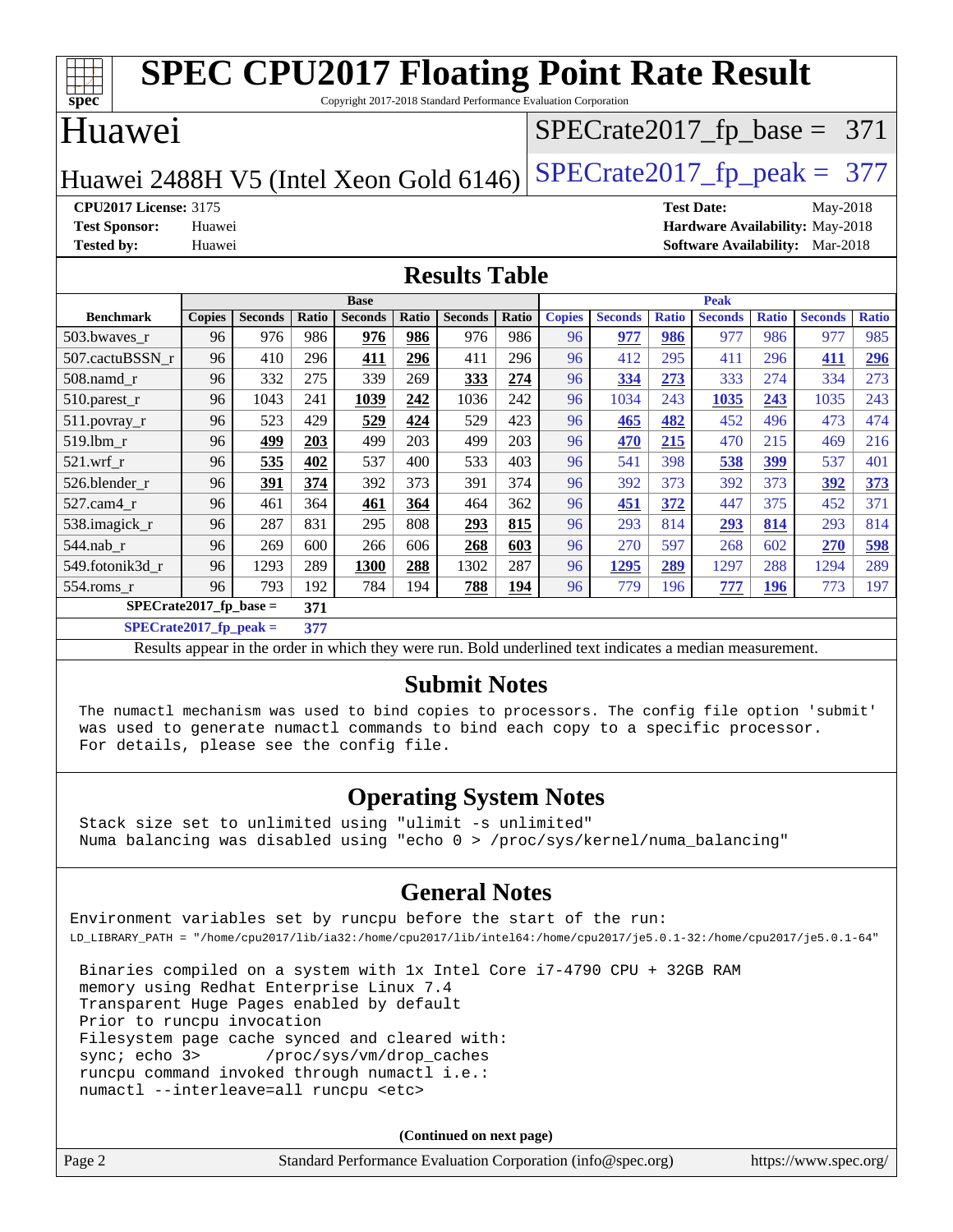# SPEC CPU2017 Floating Point Rate Result

Copyright 2017-2018 Standard Performance Evaluation Corporation

## Huawei

Huawei 2488H V5 (Intel Xeon Gold 6146)

SPECrate2017_fp_base = 371

SPECrate2017_fp_peak = 377

**CPU2017 License:** 3175
**Test Sponsor:** Huawei
**Tested by:** Huawei

**Test Date:** May-2018
**Hardware Availability:** May-2018
**Software Availability:** Mar-2018

## Results Table

| | Base | | | | | | | Peak | | | | | | |
|---|---|---|---|---|---|---|---|---|---|---|---|---|---|---|
| **Benchmark** | **Copies** | **Seconds** | **Ratio** | **Seconds** | **Ratio** | **Seconds** | **Ratio** | **Copies** | **Seconds** | **Ratio** | **Seconds** | **Ratio** | **Seconds** | **Ratio** |
| 503.bwaves_r | 96 | 976 | 986 | **976** | **986** | 976 | 986 | 96 | **977** | **986** | 977 | 986 | 977 | 985 |
| 507.cactuBSSN_r | 96 | 410 | 296 | **411** | **296** | 411 | 296 | 96 | 412 | 295 | 411 | 296 | **411** | **296** |
| 508.namd_r | 96 | 332 | 275 | 339 | 269 | **333** | **274** | 96 | **334** | **273** | 333 | 274 | 334 | 273 |
| 510.parest_r | 96 | 1043 | 241 | **1039** | **242** | 1036 | 242 | 96 | 1034 | 243 | **1035** | **243** | 1035 | 243 |
| 511.povray_r | 96 | 523 | 429 | **529** | **424** | 529 | 423 | 96 | **465** | **482** | 452 | 496 | 473 | 474 |
| 519.lbm_r | 96 | **499** | **203** | 499 | 203 | 499 | 203 | 96 | **470** | **215** | 470 | 215 | 469 | 216 |
| 521.wrf_r | 96 | **535** | **402** | 537 | 400 | 533 | 403 | 96 | 541 | 398 | **538** | **399** | 537 | 401 |
| 526.blender_r | 96 | **391** | **374** | 392 | 373 | 391 | 374 | 96 | 392 | 373 | 392 | 373 | **392** | **373** |
| 527.cam4_r | 96 | 461 | 364 | **461** | **364** | 464 | 362 | 96 | **451** | **372** | 447 | 375 | 452 | 371 |
| 538.imagick_r | 96 | 287 | 831 | 295 | 808 | **293** | **815** | 96 | 293 | 814 | **293** | **814** | 293 | 814 |
| 544.nab_r | 96 | 269 | 600 | 266 | 606 | **268** | **603** | 96 | 270 | 597 | 268 | 602 | **270** | **598** |
| 549.fotonik3d_r | 96 | 1293 | 289 | **1300** | **288** | 1302 | 287 | 96 | **1295** | **289** | 1297 | 288 | 1294 | 289 |
| 554.roms_r | 96 | 793 | 192 | 784 | 194 | **788** | **194** | 96 | 779 | 196 | **777** | **196** | 773 | 197 |

**SPECrate2017_fp_base = 371**

**SPECrate2017_fp_peak = 377**

Results appear in the order in which they were run. Bold underlined text indicates a median measurement.

## Submit Notes

```
The numactl mechanism was used to bind copies to processors. The config file option 'submit'
was used to generate numactl commands to bind each copy to a specific processor.
For details, please see the config file.
```

## Operating System Notes

```
Stack size set to unlimited using "ulimit -s unlimited"
Numa balancing was disabled using "echo 0 > /proc/sys/kernel/numa_balancing"
```

## General Notes

```
Environment variables set by runcpu before the start of the run:
LD_LIBRARY_PATH = "/home/cpu2017/lib/ia32:/home/cpu2017/lib/intel64:/home/cpu2017/je5.0.1-32:/home/cpu2017/je5.0.1-64"

Binaries compiled on a system with 1x Intel Core i7-4790 CPU + 32GB RAM
memory using Redhat Enterprise Linux 7.4
Transparent Huge Pages enabled by default
Prior to runcpu invocation
Filesystem page cache synced and cleared with:
sync; echo 3>       /proc/sys/vm/drop_caches
runcpu command invoked through numactl i.e.:
numactl --interleave=all runcpu <etc>
```

**(Continued on next page)**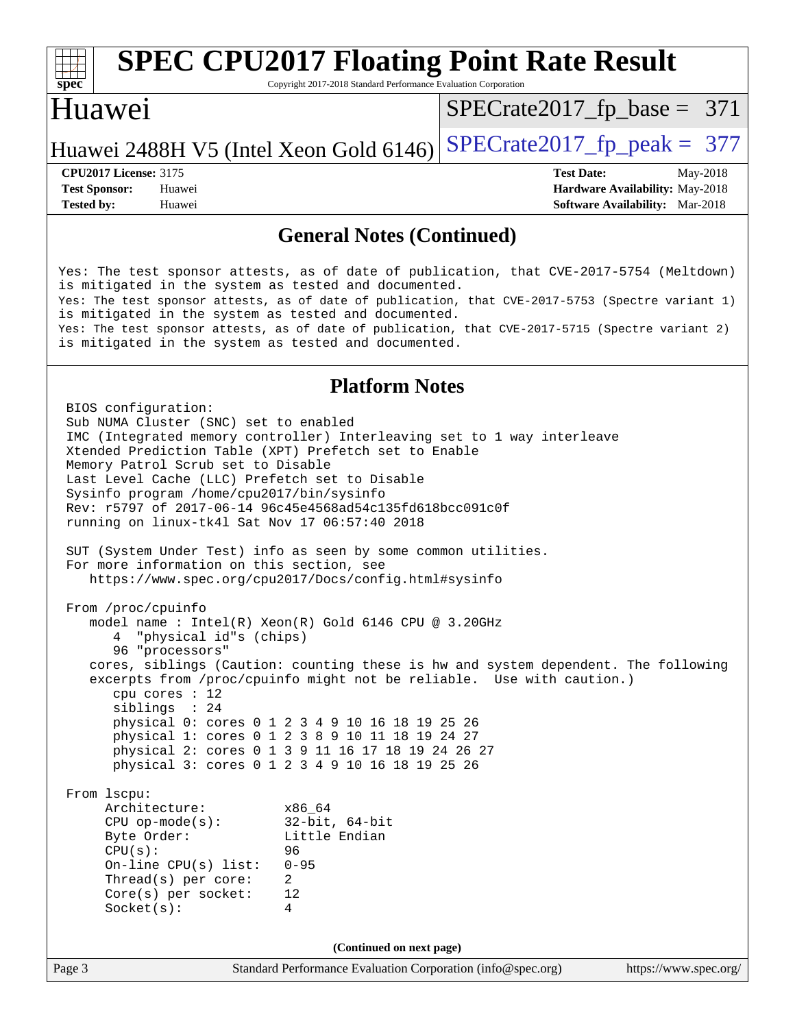# SPEC CPU2017 Floating Point Rate Result

Copyright 2017-2018 Standard Performance Evaluation Corporation

## Huawei

Huawei 2488H V5 (Intel Xeon Gold 6146)

SPECrate2017_fp_base = 371

SPECrate2017_fp_peak = 377

**CPU2017 License:** 3175
**Test Sponsor:** Huawei
**Tested by:** Huawei

**Test Date:** May-2018
**Hardware Availability:** May-2018
**Software Availability:** Mar-2018

## General Notes (Continued)

```
Yes: The test sponsor attests, as of date of publication, that CVE-2017-5754 (Meltdown)
is mitigated in the system as tested and documented.
Yes: The test sponsor attests, as of date of publication, that CVE-2017-5753 (Spectre variant 1)
is mitigated in the system as tested and documented.
Yes: The test sponsor attests, as of date of publication, that CVE-2017-5715 (Spectre variant 2)
is mitigated in the system as tested and documented.
```

## Platform Notes

```
BIOS configuration:
Sub NUMA Cluster (SNC) set to enabled
IMC (Integrated memory controller) Interleaving set to 1 way interleave
Xtended Prediction Table (XPT) Prefetch set to Enable
Memory Patrol Scrub set to Disable
Last Level Cache (LLC) Prefetch set to Disable
Sysinfo program /home/cpu2017/bin/sysinfo
Rev: r5797 of 2017-06-14 96c45e4568ad54c135fd618bcc091c0f
running on linux-tk4l Sat Nov 17 06:57:40 2018

SUT (System Under Test) info as seen by some common utilities.
For more information on this section, see
   https://www.spec.org/cpu2017/Docs/config.html#sysinfo

From /proc/cpuinfo
   model name : Intel(R) Xeon(R) Gold 6146 CPU @ 3.20GHz
      4  "physical id"s (chips)
      96 "processors"
   cores, siblings (Caution: counting these is hw and system dependent. The following
   excerpts from /proc/cpuinfo might not be reliable.  Use with caution.)
      cpu cores : 12
      siblings  : 24
      physical 0: cores 0 1 2 3 4 9 10 16 18 19 25 26
      physical 1: cores 0 1 2 3 8 9 10 11 18 19 24 27
      physical 2: cores 0 1 3 9 11 16 17 18 19 24 26 27
      physical 3: cores 0 1 2 3 4 9 10 16 18 19 25 26

From lscpu:
     Architecture:          x86_64
     CPU op-mode(s):        32-bit, 64-bit
     Byte Order:            Little Endian
     CPU(s):                96
     On-line CPU(s) list:   0-95
     Thread(s) per core:    2
     Core(s) per socket:    12
     Socket(s):             4
```

(Continued on next page)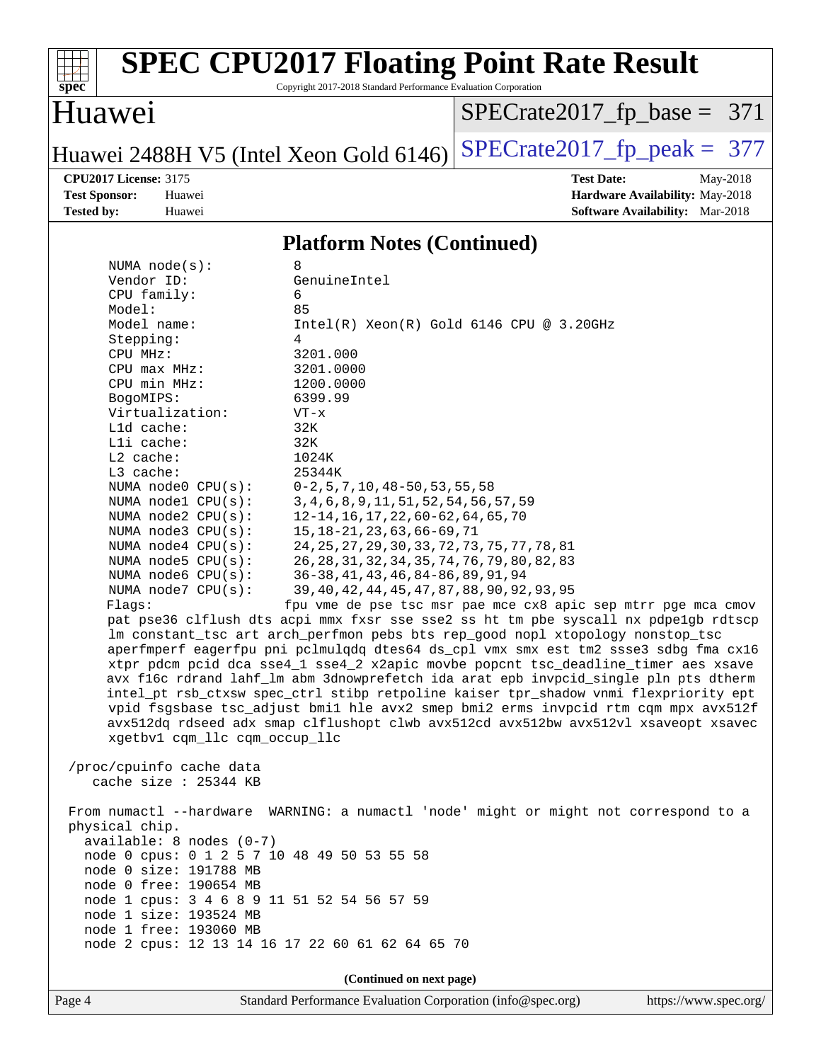# SPEC CPU2017 Floating Point Rate Result

Copyright 2017-2018 Standard Performance Evaluation Corporation

## Huawei

Huawei 2488H V5 (Intel Xeon Gold 6146)

SPECrate2017_fp_base = 371

SPECrate2017_fp_peak = 377

**CPU2017 License:** 3175
**Test Sponsor:** Huawei
**Tested by:** Huawei

**Test Date:** May-2018
**Hardware Availability:** May-2018
**Software Availability:** Mar-2018

### Platform Notes (Continued)

```
    NUMA node(s):          8
    Vendor ID:             GenuineIntel
    CPU family:            6
    Model:                 85
    Model name:            Intel(R) Xeon(R) Gold 6146 CPU @ 3.20GHz
    Stepping:              4
    CPU MHz:               3201.000
    CPU max MHz:           3201.0000
    CPU min MHz:           1200.0000
    BogoMIPS:              6399.99
    Virtualization:        VT-x
    L1d cache:             32K
    L1i cache:             32K
    L2 cache:              1024K
    L3 cache:              25344K
    NUMA node0 CPU(s):     0-2,5,7,10,48-50,53,55,58
    NUMA node1 CPU(s):     3,4,6,8,9,11,51,52,54,56,57,59
    NUMA node2 CPU(s):     12-14,16,17,22,60-62,64,65,70
    NUMA node3 CPU(s):     15,18-21,23,63,66-69,71
    NUMA node4 CPU(s):     24,25,27,29,30,33,72,73,75,77,78,81
    NUMA node5 CPU(s):     26,28,31,32,34,35,74,76,79,80,82,83
    NUMA node6 CPU(s):     36-38,41,43,46,84-86,89,91,94
    NUMA node7 CPU(s):     39,40,42,44,45,47,87,88,90,92,93,95
    Flags:                fpu vme de pse tsc msr pae mce cx8 apic sep mtrr pge mca cmov
    pat pse36 clflush dts acpi mmx fxsr sse sse2 ss ht tm pbe syscall nx pdpe1gb rdtscp
    lm constant_tsc art arch_perfmon pebs bts rep_good nopl xtopology nonstop_tsc
    aperfmperf eagerfpu pni pclmulqdq dtes64 ds_cpl vmx smx est tm2 ssse3 sdbg fma cx16
    xtpr pdcm pcid dca sse4_1 sse4_2 x2apic movbe popcnt tsc_deadline_timer aes xsave
    avx f16c rdrand lahf_lm abm 3dnowprefetch ida arat epb invpcid_single pln pts dtherm
    intel_pt rsb_ctxsw spec_ctrl stibp retpoline kaiser tpr_shadow vnmi flexpriority ept
    vpid fsgsbase tsc_adjust bmi1 hle avx2 smep bmi2 erms invpcid rtm cqm mpx avx512f
    avx512dq rdseed adx smap clflushopt clwb avx512cd avx512bw avx512vl xsaveopt xsavec
    xgetbv1 cqm_llc cqm_occup_llc

 /proc/cpuinfo cache data
    cache size : 25344 KB

 From numactl --hardware  WARNING: a numactl 'node' might or might not correspond to a
 physical chip.
   available: 8 nodes (0-7)
   node 0 cpus: 0 1 2 5 7 10 48 49 50 53 55 58
   node 0 size: 191788 MB
   node 0 free: 190654 MB
   node 1 cpus: 3 4 6 8 9 11 51 52 54 56 57 59
   node 1 size: 193524 MB
   node 1 free: 193060 MB
   node 2 cpus: 12 13 14 16 17 22 60 61 62 64 65 70
```

**(Continued on next page)**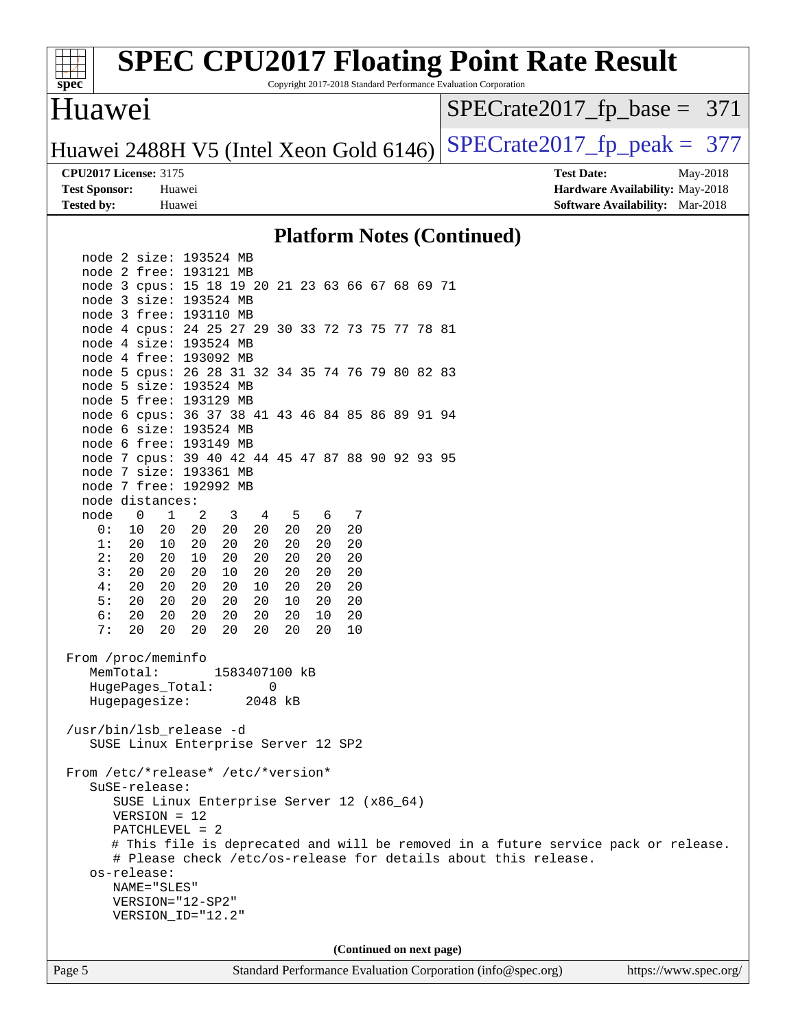## Platform Notes (Continued)

```
   node 2 size: 193524 MB
   node 2 free: 193121 MB
   node 3 cpus: 15 18 19 20 21 23 63 66 67 68 69 71
   node 3 size: 193524 MB
   node 3 free: 193110 MB
   node 4 cpus: 24 25 27 29 30 33 72 73 75 77 78 81
   node 4 size: 193524 MB
   node 4 free: 193092 MB
   node 5 cpus: 26 28 31 32 34 35 74 76 79 80 82 83
   node 5 size: 193524 MB
   node 5 free: 193129 MB
   node 6 cpus: 36 37 38 41 43 46 84 85 86 89 91 94
   node 6 size: 193524 MB
   node 6 free: 193149 MB
   node 7 cpus: 39 40 42 44 45 47 87 88 90 92 93 95
   node 7 size: 193361 MB
   node 7 free: 192992 MB
   node distances:
   node   0   1   2   3   4   5   6   7
     0:  10  20  20  20  20  20  20  20
     1:  20  10  20  20  20  20  20  20
     2:  20  20  10  20  20  20  20  20
     3:  20  20  20  10  20  20  20  20
     4:  20  20  20  20  10  20  20  20
     5:  20  20  20  20  20  10  20  20
     6:  20  20  20  20  20  20  10  20
     7:  20  20  20  20  20  20  20  10

 From /proc/meminfo
    MemTotal:       1583407100 kB
    HugePages_Total:       0
    Hugepagesize:       2048 kB

 /usr/bin/lsb_release -d
    SUSE Linux Enterprise Server 12 SP2

 From /etc/*release* /etc/*version*
    SuSE-release:
       SUSE Linux Enterprise Server 12 (x86_64)
       VERSION = 12
       PATCHLEVEL = 2
       # This file is deprecated and will be removed in a future service pack or release.
       # Please check /etc/os-release for details about this release.
    os-release:
       NAME="SLES"
       VERSION="12-SP2"
       VERSION_ID="12.2"
```

(Continued on next page)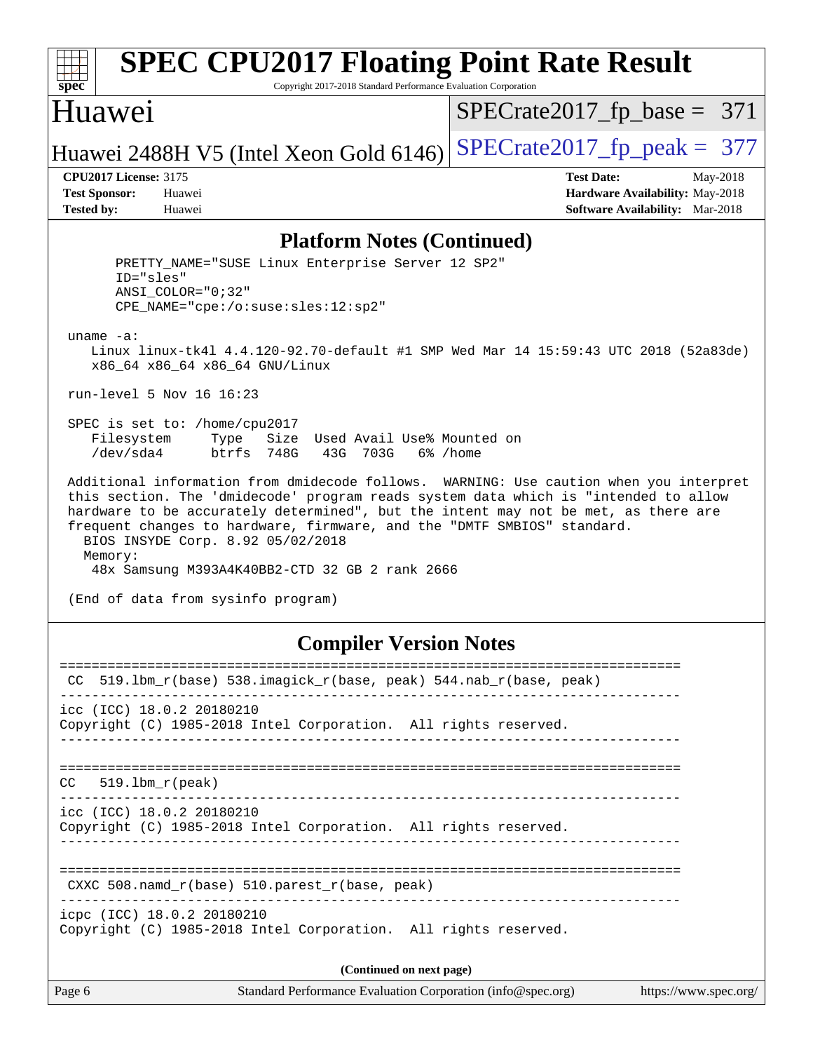## Platform Notes (Continued)

```
     PRETTY_NAME="SUSE Linux Enterprise Server 12 SP2"
     ID="sles"
     ANSI_COLOR="0;32"
     CPE_NAME="cpe:/o:suse:sles:12:sp2"

 uname -a:
    Linux linux-tk4l 4.4.120-92.70-default #1 SMP Wed Mar 14 15:59:43 UTC 2018 (52a83de)
    x86_64 x86_64 x86_64 GNU/Linux

 run-level 5 Nov 16 16:23

 SPEC is set to: /home/cpu2017
    Filesystem     Type   Size  Used Avail Use% Mounted on
    /dev/sda4      btrfs  748G   43G  703G   6% /home

 Additional information from dmidecode follows.  WARNING: Use caution when you interpret
 this section. The 'dmidecode' program reads system data which is "intended to allow
 hardware to be accurately determined", but the intent may not be met, as there are
 frequent changes to hardware, firmware, and the "DMTF SMBIOS" standard.
   BIOS INSYDE Corp. 8.92 05/02/2018
   Memory:
    48x Samsung M393A4K40BB2-CTD 32 GB 2 rank 2666

 (End of data from sysinfo program)
```

## Compiler Version Notes

```
==============================================================================
 CC  519.lbm_r(base) 538.imagick_r(base, peak) 544.nab_r(base, peak)
------------------------------------------------------------------------------
icc (ICC) 18.0.2 20180210
Copyright (C) 1985-2018 Intel Corporation.  All rights reserved.
------------------------------------------------------------------------------

==============================================================================
CC   519.lbm_r(peak)
------------------------------------------------------------------------------
icc (ICC) 18.0.2 20180210
Copyright (C) 1985-2018 Intel Corporation.  All rights reserved.
------------------------------------------------------------------------------

==============================================================================
 CXXC 508.namd_r(base) 510.parest_r(base, peak)
------------------------------------------------------------------------------
icpc (ICC) 18.0.2 20180210
Copyright (C) 1985-2018 Intel Corporation.  All rights reserved.
```

(Continued on next page)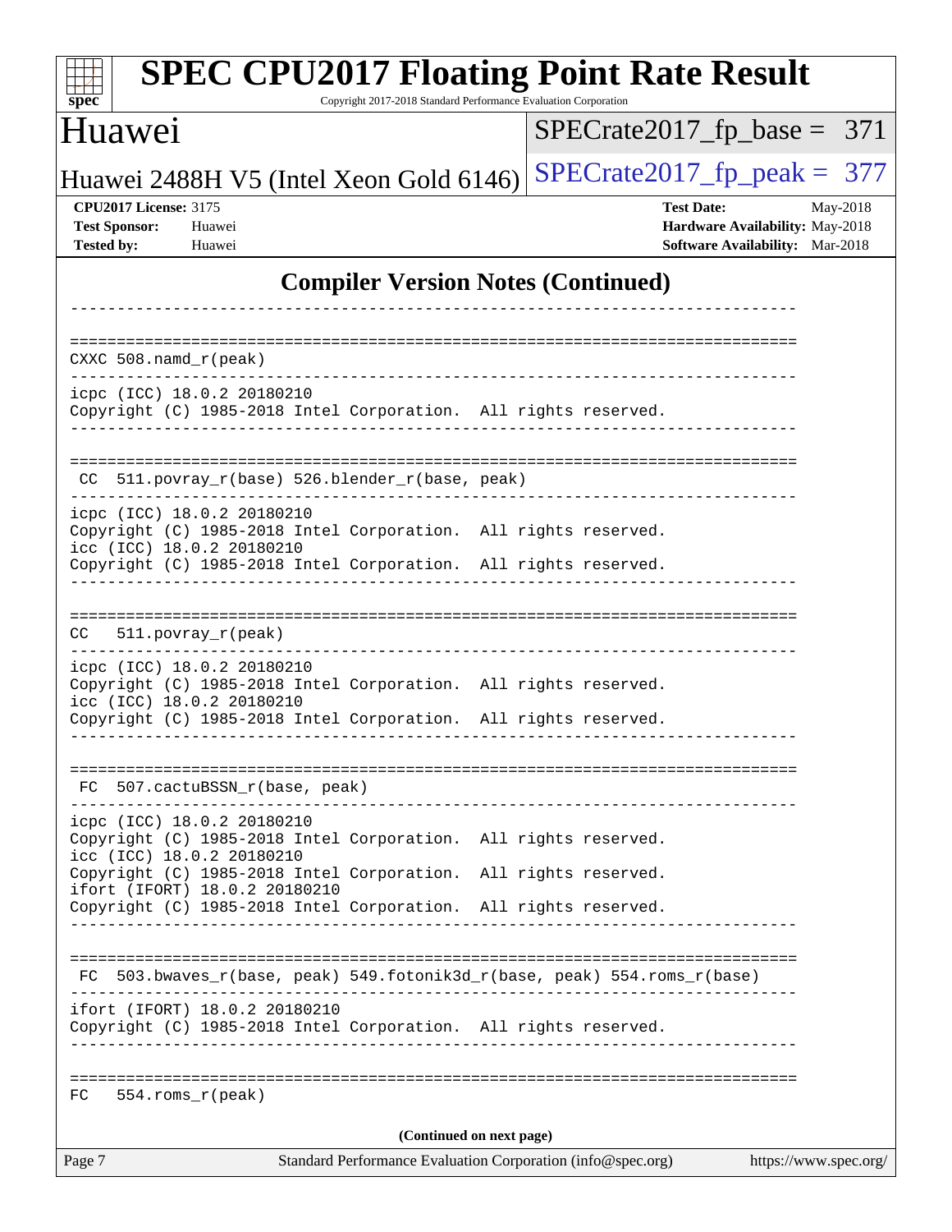# SPEC CPU2017 Floating Point Rate Result

Copyright 2017-2018 Standard Performance Evaluation Corporation

## Huawei

Huawei 2488H V5 (Intel Xeon Gold 6146)

SPECrate2017_fp_base = 371

SPECrate2017_fp_peak = 377

**CPU2017 License:** 3175
**Test Sponsor:** Huawei
**Tested by:** Huawei

**Test Date:** May-2018
**Hardware Availability:** May-2018
**Software Availability:** Mar-2018

## Compiler Version Notes (Continued)

```
------------------------------------------------------------------------------

==============================================================================
CXXC 508.namd_r(peak)
------------------------------------------------------------------------------
icpc (ICC) 18.0.2 20180210
Copyright (C) 1985-2018 Intel Corporation.  All rights reserved.
------------------------------------------------------------------------------

==============================================================================
 CC  511.povray_r(base) 526.blender_r(base, peak)
------------------------------------------------------------------------------
icpc (ICC) 18.0.2 20180210
Copyright (C) 1985-2018 Intel Corporation.  All rights reserved.
icc (ICC) 18.0.2 20180210
Copyright (C) 1985-2018 Intel Corporation.  All rights reserved.
------------------------------------------------------------------------------

==============================================================================
CC   511.povray_r(peak)
------------------------------------------------------------------------------
icpc (ICC) 18.0.2 20180210
Copyright (C) 1985-2018 Intel Corporation.  All rights reserved.
icc (ICC) 18.0.2 20180210
Copyright (C) 1985-2018 Intel Corporation.  All rights reserved.
------------------------------------------------------------------------------

==============================================================================
 FC  507.cactuBSSN_r(base, peak)
------------------------------------------------------------------------------
icpc (ICC) 18.0.2 20180210
Copyright (C) 1985-2018 Intel Corporation.  All rights reserved.
icc (ICC) 18.0.2 20180210
Copyright (C) 1985-2018 Intel Corporation.  All rights reserved.
ifort (IFORT) 18.0.2 20180210
Copyright (C) 1985-2018 Intel Corporation.  All rights reserved.
------------------------------------------------------------------------------

==============================================================================
 FC  503.bwaves_r(base, peak) 549.fotonik3d_r(base, peak) 554.roms_r(base)
------------------------------------------------------------------------------
ifort (IFORT) 18.0.2 20180210
Copyright (C) 1985-2018 Intel Corporation.  All rights reserved.
------------------------------------------------------------------------------

==============================================================================
FC   554.roms_r(peak)
```

(Continued on next page)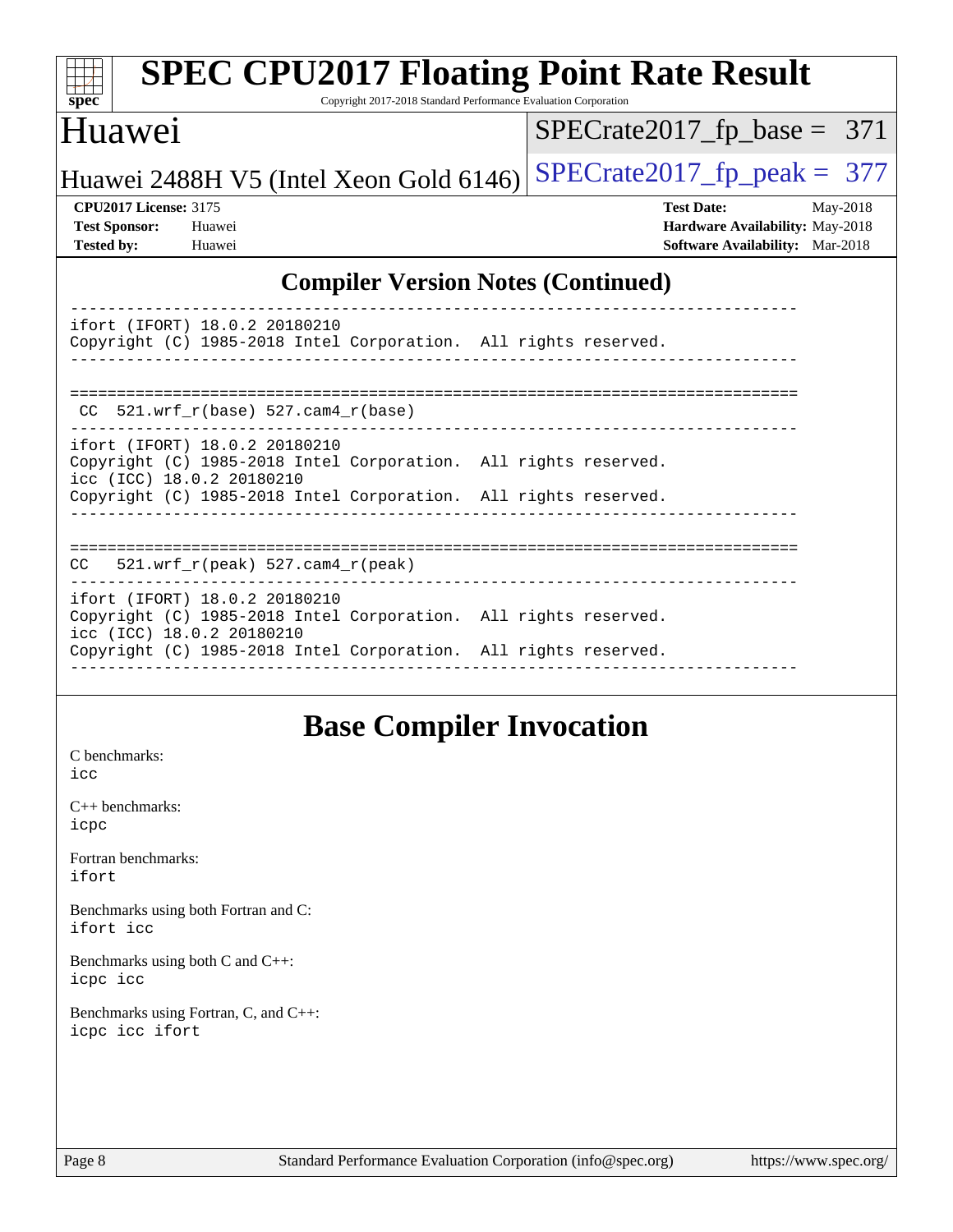## Compiler Version Notes (Continued)

```
------------------------------------------------------------------------------
ifort (IFORT) 18.0.2 20180210
Copyright (C) 1985-2018 Intel Corporation.  All rights reserved.
------------------------------------------------------------------------------


==============================================================================
 CC  521.wrf_r(base) 527.cam4_r(base)
------------------------------------------------------------------------------
ifort (IFORT) 18.0.2 20180210
Copyright (C) 1985-2018 Intel Corporation.  All rights reserved.
icc (ICC) 18.0.2 20180210
Copyright (C) 1985-2018 Intel Corporation.  All rights reserved.
------------------------------------------------------------------------------


==============================================================================
CC   521.wrf_r(peak) 527.cam4_r(peak)
------------------------------------------------------------------------------
ifort (IFORT) 18.0.2 20180210
Copyright (C) 1985-2018 Intel Corporation.  All rights reserved.
icc (ICC) 18.0.2 20180210
Copyright (C) 1985-2018 Intel Corporation.  All rights reserved.
------------------------------------------------------------------------------
```

## Base Compiler Invocation

C benchmarks:
icc

C++ benchmarks:
icpc

Fortran benchmarks:
ifort

Benchmarks using both Fortran and C:
ifort icc

Benchmarks using both C and C++:
icpc icc

Benchmarks using Fortran, C, and C++:
icpc icc ifort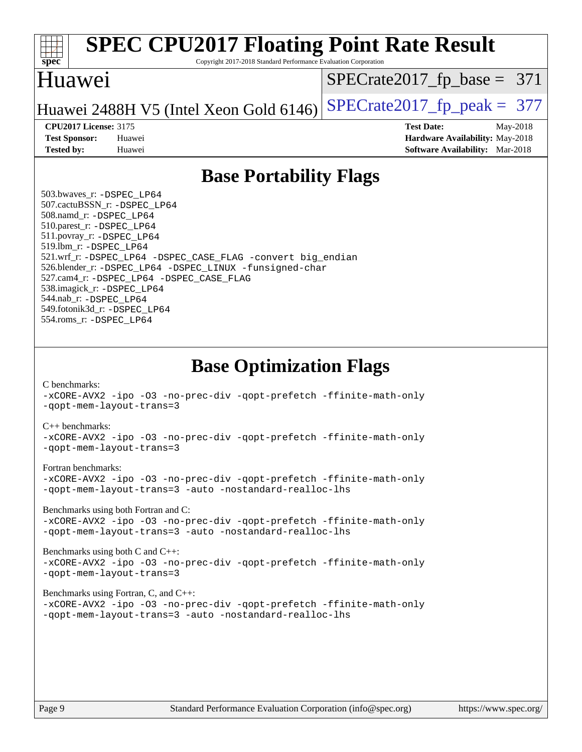# SPEC CPU2017 Floating Point Rate Result

Copyright 2017-2018 Standard Performance Evaluation Corporation

## Huawei

Huawei 2488H V5 (Intel Xeon Gold 6146)

SPECrate2017_fp_base = 371

SPECrate2017_fp_peak = 377

**CPU2017 License:** 3175
**Test Sponsor:** Huawei
**Tested by:** Huawei

**Test Date:** May-2018
**Hardware Availability:** May-2018
**Software Availability:** Mar-2018

## Base Portability Flags

503.bwaves_r: -DSPEC_LP64
507.cactuBSSN_r: -DSPEC_LP64
508.namd_r: -DSPEC_LP64
510.parest_r: -DSPEC_LP64
511.povray_r: -DSPEC_LP64
519.lbm_r: -DSPEC_LP64
521.wrf_r: -DSPEC_LP64 -DSPEC_CASE_FLAG -convert big_endian
526.blender_r: -DSPEC_LP64 -DSPEC_LINUX -funsigned-char
527.cam4_r: -DSPEC_LP64 -DSPEC_CASE_FLAG
538.imagick_r: -DSPEC_LP64
544.nab_r: -DSPEC_LP64
549.fotonik3d_r: -DSPEC_LP64
554.roms_r: -DSPEC_LP64

## Base Optimization Flags

C benchmarks:
-xCORE-AVX2 -ipo -O3 -no-prec-div -qopt-prefetch -ffinite-math-only
-qopt-mem-layout-trans=3

C++ benchmarks:
-xCORE-AVX2 -ipo -O3 -no-prec-div -qopt-prefetch -ffinite-math-only
-qopt-mem-layout-trans=3

Fortran benchmarks:
-xCORE-AVX2 -ipo -O3 -no-prec-div -qopt-prefetch -ffinite-math-only
-qopt-mem-layout-trans=3 -auto -nostandard-realloc-lhs

Benchmarks using both Fortran and C:
-xCORE-AVX2 -ipo -O3 -no-prec-div -qopt-prefetch -ffinite-math-only
-qopt-mem-layout-trans=3 -auto -nostandard-realloc-lhs

Benchmarks using both C and C++:
-xCORE-AVX2 -ipo -O3 -no-prec-div -qopt-prefetch -ffinite-math-only
-qopt-mem-layout-trans=3

Benchmarks using Fortran, C, and C++:
-xCORE-AVX2 -ipo -O3 -no-prec-div -qopt-prefetch -ffinite-math-only
-qopt-mem-layout-trans=3 -auto -nostandard-realloc-lhs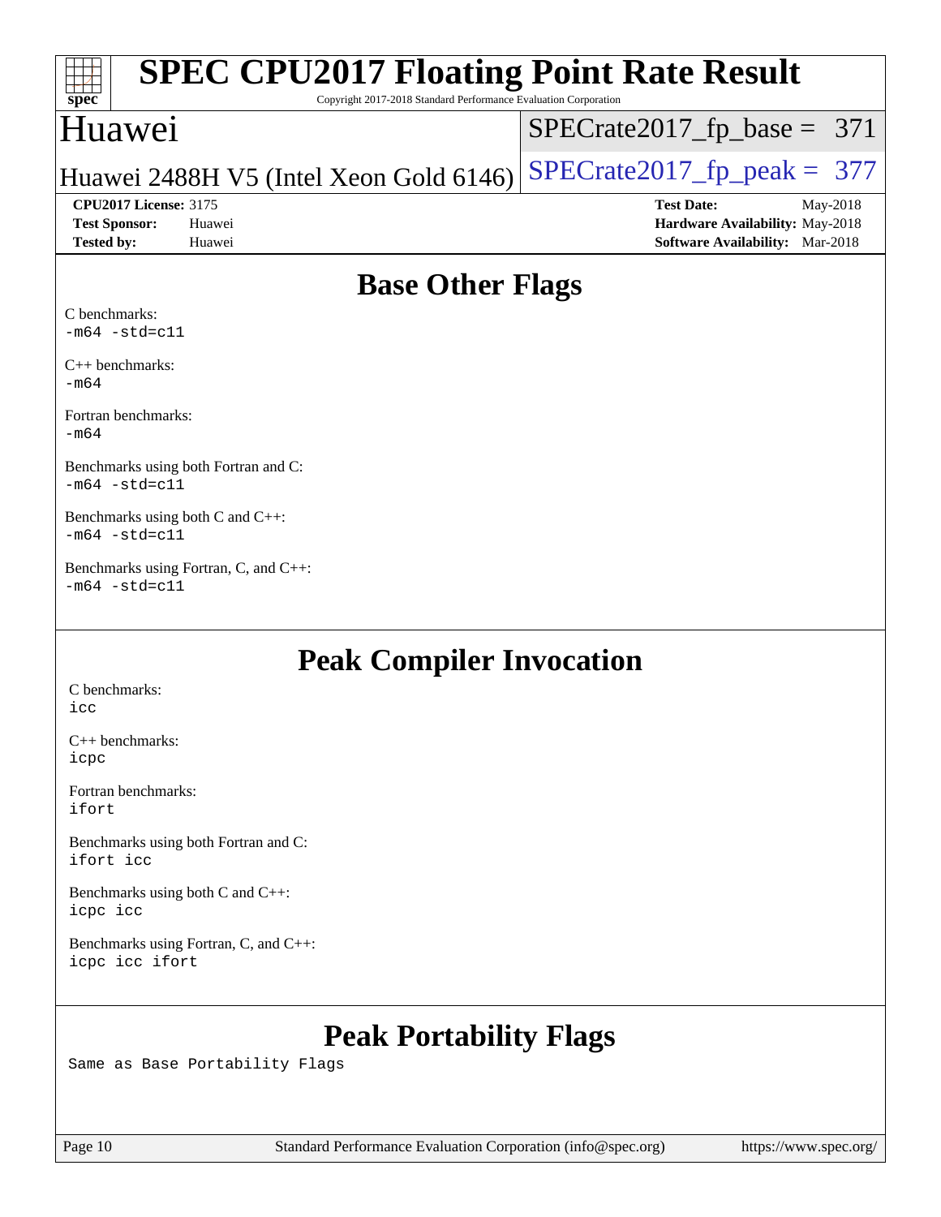# SPEC CPU2017 Floating Point Rate Result

Copyright 2017-2018 Standard Performance Evaluation Corporation

## Huawei

Huawei 2488H V5 (Intel Xeon Gold 6146)

SPECrate2017_fp_base = 371

SPECrate2017_fp_peak = 377

**CPU2017 License:** 3175
**Test Sponsor:** Huawei
**Tested by:** Huawei

**Test Date:** May-2018
**Hardware Availability:** May-2018
**Software Availability:** Mar-2018

## Base Other Flags

C benchmarks:
`-m64 -std=c11`

C++ benchmarks:
`-m64`

Fortran benchmarks:
`-m64`

Benchmarks using both Fortran and C:
`-m64 -std=c11`

Benchmarks using both C and C++:
`-m64 -std=c11`

Benchmarks using Fortran, C, and C++:
`-m64 -std=c11`

## Peak Compiler Invocation

C benchmarks:
`icc`

C++ benchmarks:
`icpc`

Fortran benchmarks:
`ifort`

Benchmarks using both Fortran and C:
`ifort icc`

Benchmarks using both C and C++:
`icpc icc`

Benchmarks using Fortran, C, and C++:
`icpc icc ifort`

## Peak Portability Flags

Same as Base Portability Flags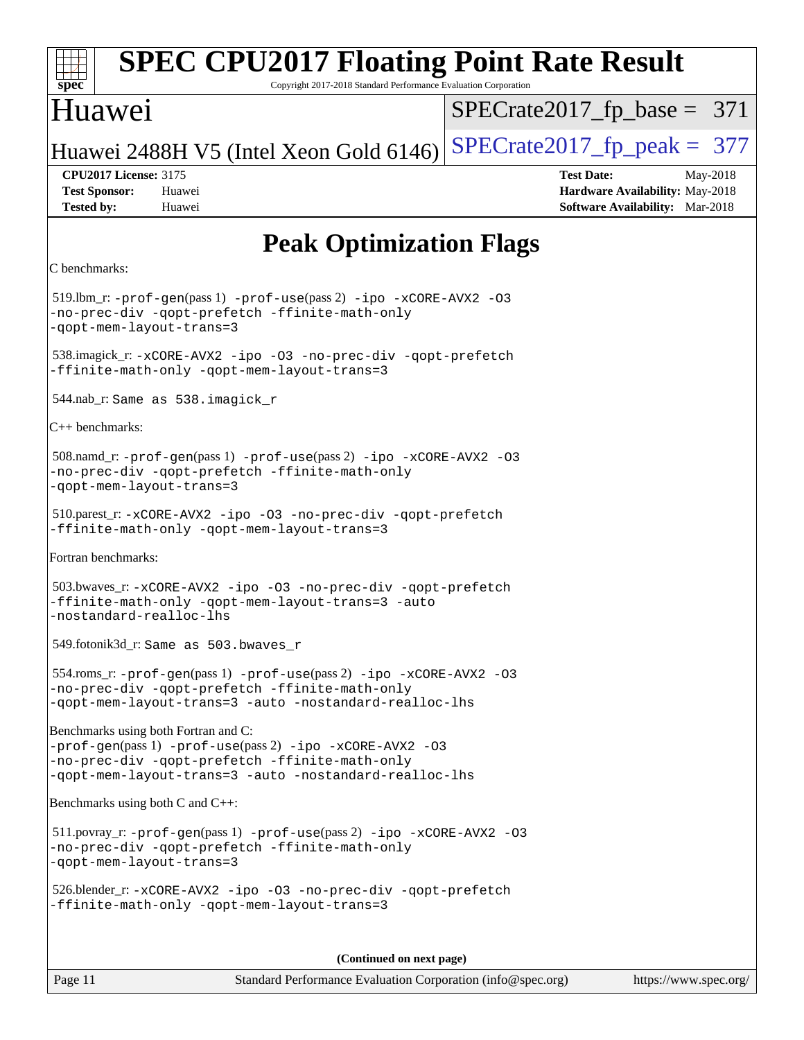# SPEC CPU2017 Floating Point Rate Result

Copyright 2017-2018 Standard Performance Evaluation Corporation

## Huawei

Huawei 2488H V5 (Intel Xeon Gold 6146)

SPECrate2017_fp_base = 371

SPECrate2017_fp_peak = 377

**CPU2017 License:** 3175
**Test Sponsor:** Huawei
**Tested by:** Huawei

**Test Date:** May-2018
**Hardware Availability:** May-2018
**Software Availability:** Mar-2018

## Peak Optimization Flags

C benchmarks:

519.lbm_r: `-prof-gen`(pass 1) `-prof-use`(pass 2) `-ipo -xCORE-AVX2 -O3 -no-prec-div -qopt-prefetch -ffinite-math-only -qopt-mem-layout-trans=3`

538.imagick_r: `-xCORE-AVX2 -ipo -O3 -no-prec-div -qopt-prefetch -ffinite-math-only -qopt-mem-layout-trans=3`

544.nab_r: `Same as 538.imagick_r`

C++ benchmarks:

508.namd_r: `-prof-gen`(pass 1) `-prof-use`(pass 2) `-ipo -xCORE-AVX2 -O3 -no-prec-div -qopt-prefetch -ffinite-math-only -qopt-mem-layout-trans=3`

510.parest_r: `-xCORE-AVX2 -ipo -O3 -no-prec-div -qopt-prefetch -ffinite-math-only -qopt-mem-layout-trans=3`

Fortran benchmarks:

503.bwaves_r: `-xCORE-AVX2 -ipo -O3 -no-prec-div -qopt-prefetch -ffinite-math-only -qopt-mem-layout-trans=3 -auto -nostandard-realloc-lhs`

549.fotonik3d_r: `Same as 503.bwaves_r`

554.roms_r: `-prof-gen`(pass 1) `-prof-use`(pass 2) `-ipo -xCORE-AVX2 -O3 -no-prec-div -qopt-prefetch -ffinite-math-only -qopt-mem-layout-trans=3 -auto -nostandard-realloc-lhs`

Benchmarks using both Fortran and C:
`-prof-gen`(pass 1) `-prof-use`(pass 2) `-ipo -xCORE-AVX2 -O3 -no-prec-div -qopt-prefetch -ffinite-math-only -qopt-mem-layout-trans=3 -auto -nostandard-realloc-lhs`

Benchmarks using both C and C++:

511.povray_r: `-prof-gen`(pass 1) `-prof-use`(pass 2) `-ipo -xCORE-AVX2 -O3 -no-prec-div -qopt-prefetch -ffinite-math-only -qopt-mem-layout-trans=3`

526.blender_r: `-xCORE-AVX2 -ipo -O3 -no-prec-div -qopt-prefetch -ffinite-math-only -qopt-mem-layout-trans=3`

**(Continued on next page)**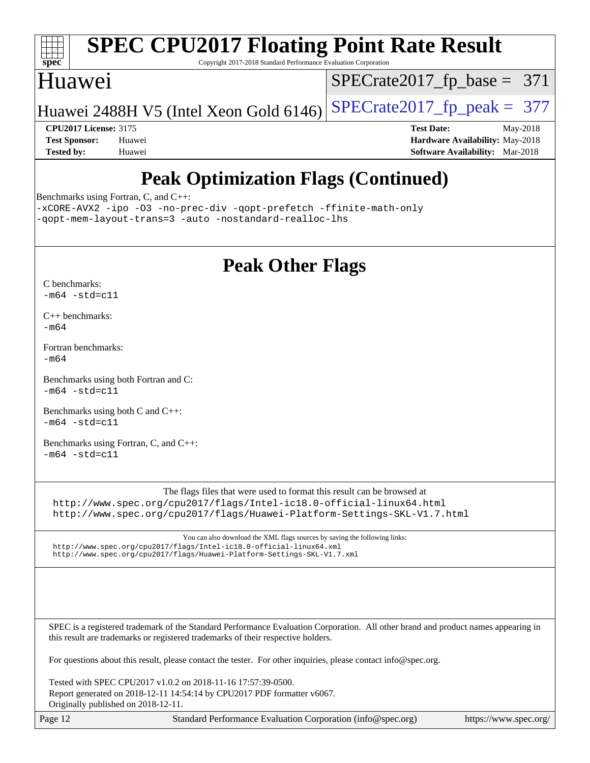# SPEC CPU2017 Floating Point Rate Result

Copyright 2017-2018 Standard Performance Evaluation Corporation

# Huawei

Huawei 2488H V5 (Intel Xeon Gold 6146)

SPECrate2017_fp_base = 371

SPECrate2017_fp_peak = 377

**CPU2017 License:** 3175
**Test Sponsor:** Huawei
**Tested by:** Huawei

**Test Date:** May-2018
**Hardware Availability:** May-2018
**Software Availability:** Mar-2018

## Peak Optimization Flags (Continued)

Benchmarks using Fortran, C, and C++:

```
-xCORE-AVX2 -ipo -O3 -no-prec-div -qopt-prefetch -ffinite-math-only
-qopt-mem-layout-trans=3 -auto -nostandard-realloc-lhs
```

## Peak Other Flags

C benchmarks:
`-m64 -std=c11`

C++ benchmarks:
`-m64`

Fortran benchmarks:
`-m64`

Benchmarks using both Fortran and C:
`-m64 -std=c11`

Benchmarks using both C and C++:
`-m64 -std=c11`

Benchmarks using Fortran, C, and C++:
`-m64 -std=c11`

The flags files that were used to format this result can be browsed at
http://www.spec.org/cpu2017/flags/Intel-ic18.0-official-linux64.html
http://www.spec.org/cpu2017/flags/Huawei-Platform-Settings-SKL-V1.7.html

You can also download the XML flags sources by saving the following links:
http://www.spec.org/cpu2017/flags/Intel-ic18.0-official-linux64.xml
http://www.spec.org/cpu2017/flags/Huawei-Platform-Settings-SKL-V1.7.xml

SPEC is a registered trademark of the Standard Performance Evaluation Corporation. All other brand and product names appearing in this result are trademarks or registered trademarks of their respective holders.

For questions about this result, please contact the tester. For other inquiries, please contact info@spec.org.

Tested with SPEC CPU2017 v1.0.2 on 2018-11-16 17:57:39-0500.
Report generated on 2018-12-11 14:54:14 by CPU2017 PDF formatter v6067.
Originally published on 2018-12-11.